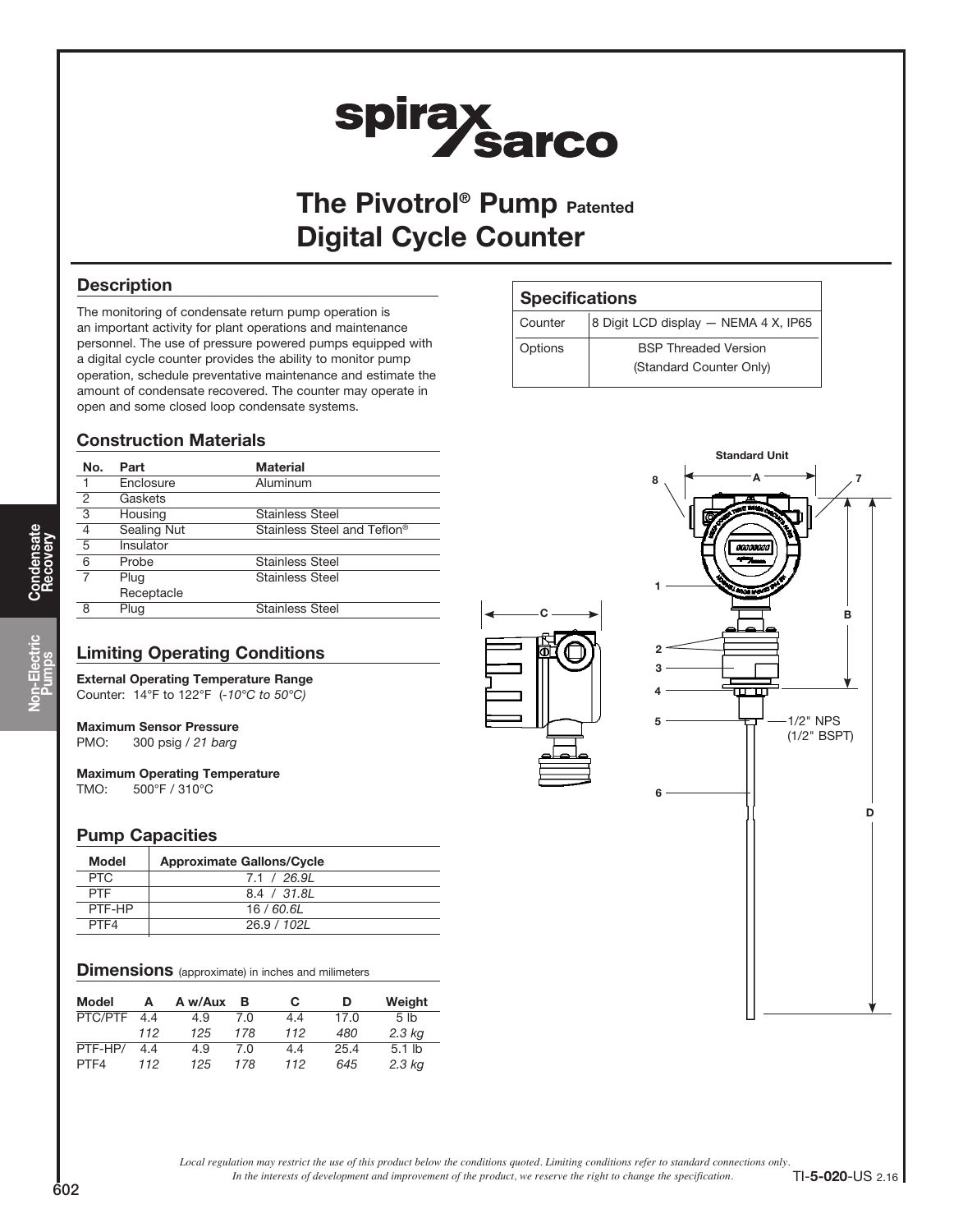# The Pivotrol® Pump Patented
# Digital Cycle Counter

## Description

The monitoring of condensate return pump operation is an important activity for plant operations and maintenance personnel. The use of pressure powered pumps equipped with a digital cycle counter provides the ability to monitor pump operation, schedule preventative maintenance and estimate the amount of condensate recovered. The counter may operate in open and some closed loop condensate systems.

## Specifications

| | |
|---|---|
| Counter | 8 Digit LCD display — NEMA 4 X, IP65 |
| Options | BSP Threaded Version (Standard Counter Only) |

## Construction Materials

| No. | Part | Material |
|---|---|---|
| 1 | Enclosure | Aluminum |
| 2 | Gaskets | |
| 3 | Housing | Stainless Steel |
| 4 | Sealing Nut | Stainless Steel and Teflon® |
| 5 | Insulator | |
| 6 | Probe | Stainless Steel |
| 7 | Plug Receptacle | Stainless Steel |
| 8 | Plug | Stainless Steel |

## Limiting Operating Conditions

**External Operating Temperature Range**
Counter: 14°F to 122°F *(-10°C to 50°C)*

**Maximum Sensor Pressure**
PMO: 300 psig / *21 barg*

**Maximum Operating Temperature**
TMO: 500°F / 310°C

## Pump Capacities

| Model | Approximate Gallons/Cycle |
|---|---|
| PTC | 7.1 / *26.9L* |
| PTF | 8.4 / *31.8L* |
| PTF-HP | 16 / *60.6L* |
| PTF4 | 26.9 / *102L* |

## Dimensions (approximate) in inches and milimeters

| Model | A | A w/Aux | B | C | D | Weight |
|---|---|---|---|---|---|---|
| PTC/PTF | 4.4 | 4.9 | 7.0 | 4.4 | 17.0 | 5 lb |
| | *112* | *125* | *178* | *112* | *480* | *2.3 kg* |
| PTF-HP/ | 4.4 | 4.9 | 7.0 | 4.4 | 25.4 | 5.1 lb |
| PTF4 | *112* | *125* | *178* | *112* | *645* | *2.3 kg* |

Standard Unit

1/2" NPS (1/2" BSPT)

*Local regulation may restrict the use of this product below the conditions quoted. Limiting conditions refer to standard connections only.*
*In the interests of development and improvement of the product, we reserve the right to change the specification.*

TI-5-020-US 2.16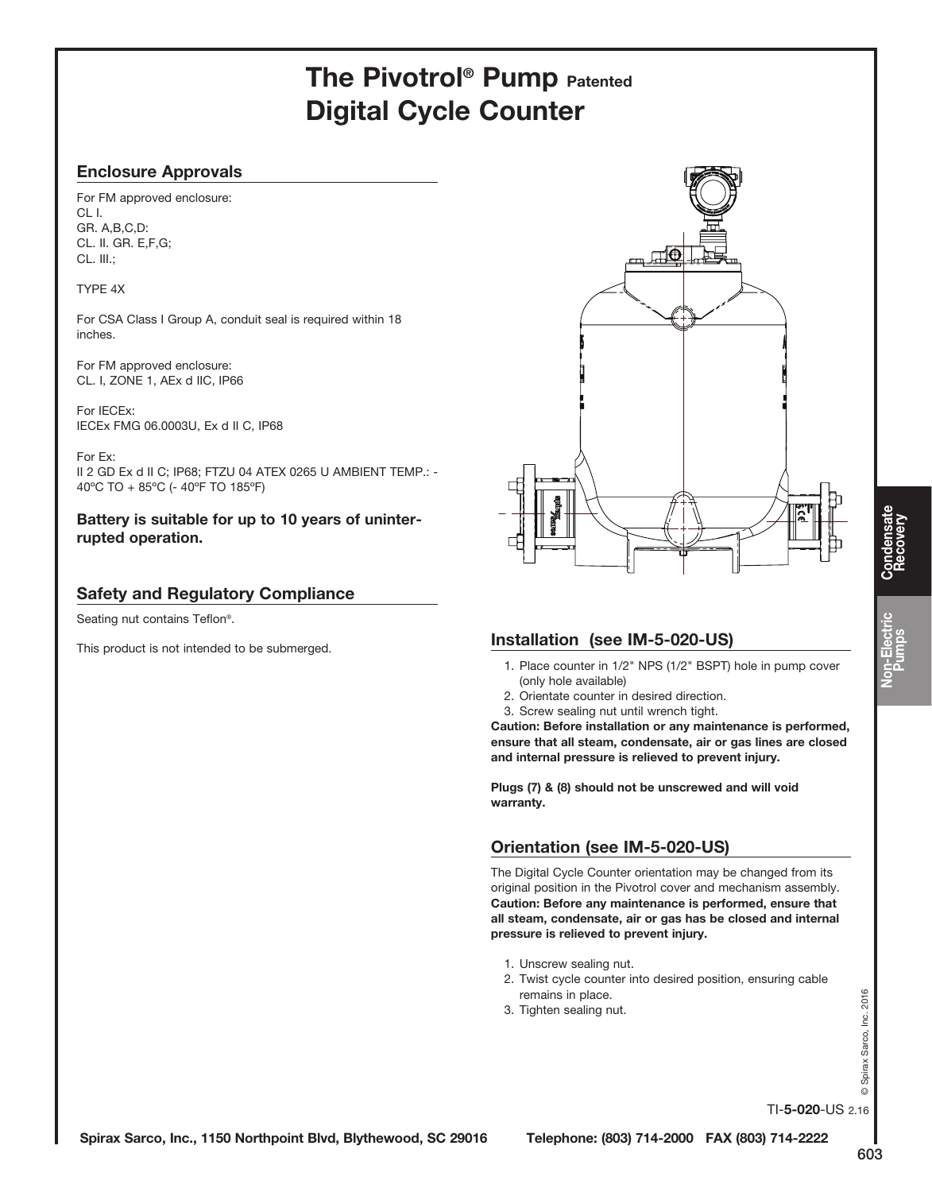# The Pivotrol® Pump Patented
# Digital Cycle Counter

## Enclosure Approvals

For FM approved enclosure:
CL I.
GR. A,B,C,D:
CL. II. GR. E,F,G;
CL. III.;

TYPE 4X

For CSA Class I Group A, conduit seal is required within 18 inches.

For FM approved enclosure:
CL. I, ZONE 1, AEx d IIC, IP66

For IECEx:
IECEx FMG 06.0003U, Ex d II C, IP68

For Ex:
II 2 GD Ex d II C; IP68; FTZU 04 ATEX 0265 U AMBIENT TEMP.: -40ºC TO + 85ºC (- 40ºF TO 185ºF)

**Battery is suitable for up to 10 years of uninterrupted operation.**

## Safety and Regulatory Compliance

Seating nut contains Teflon®.

This product is not intended to be submerged.

## Installation (see IM-5-020-US)

1. Place counter in 1/2" NPS (1/2" BSPT) hole in pump cover (only hole available)
2. Orientate counter in desired direction.
3. Screw sealing nut until wrench tight.

**Caution: Before installation or any maintenance is performed, ensure that all steam, condensate, air or gas lines are closed and internal pressure is relieved to prevent injury.**

**Plugs (7) & (8) should not be unscrewed and will void warranty.**

## Orientation (see IM-5-020-US)

The Digital Cycle Counter orientation may be changed from its original position in the Pivotrol cover and mechanism assembly. **Caution: Before any maintenance is performed, ensure that all steam, condensate, air or gas has be closed and internal pressure is relieved to prevent injury.**

1. Unscrew sealing nut.
2. Twist cycle counter into desired position, ensuring cable remains in place.
3. Tighten sealing nut.

© Spirax Sarco, Inc. 2016

TI-5-020-US 2.16

Spirax Sarco, Inc., 1150 Northpoint Blvd, Blythewood, SC 29016 Telephone: (803) 714-2000 FAX (803) 714-2222